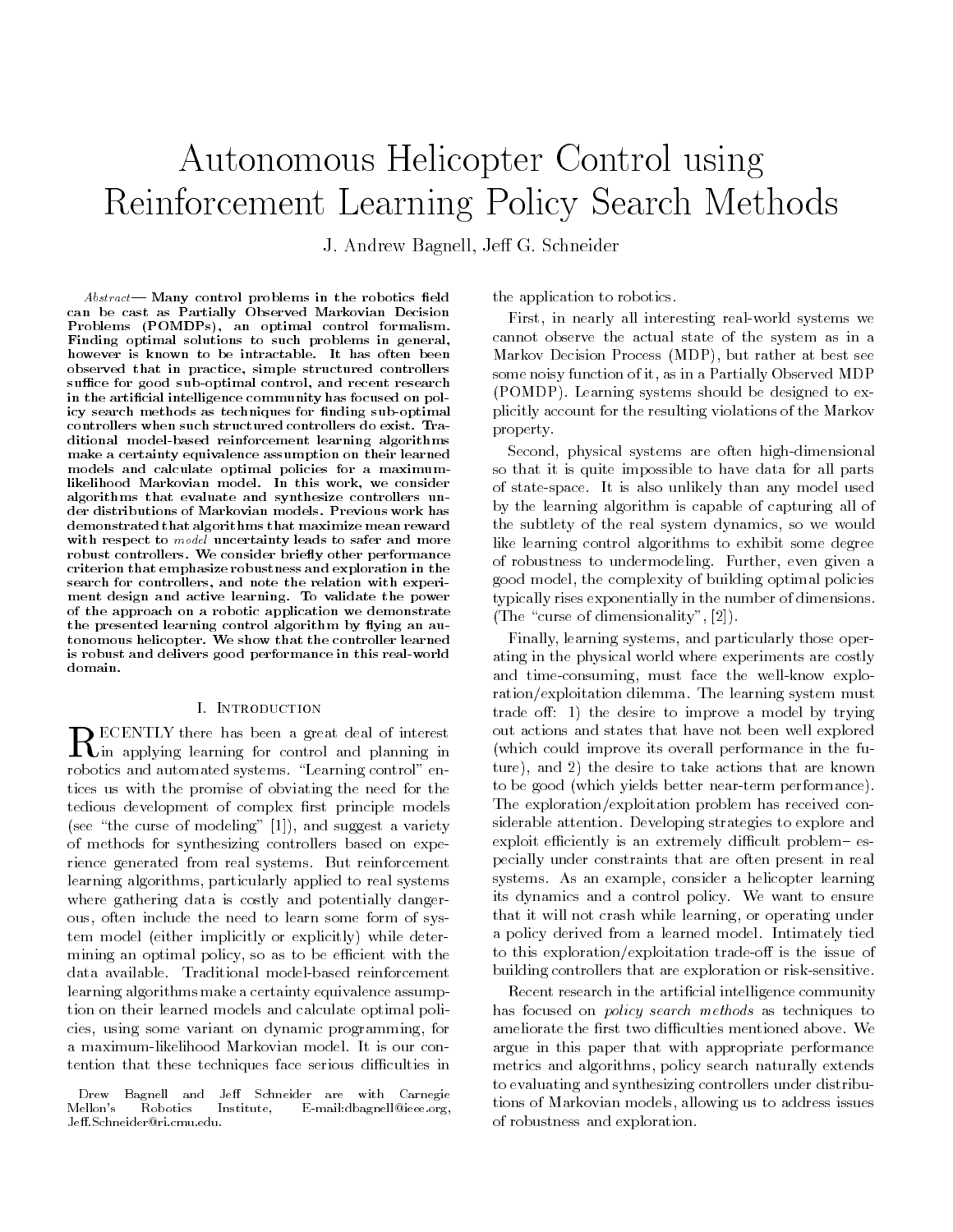# Autonomous Helicopter Control using Reinforcement Learning Policy Search Methods

J. Andrew Bagnell, Jeff G. Schneider

*Abstract*— **Many control problems in the robotics field can be cast as Partially Observed Markovian Decision Problems (POMDPs), an optimal control formalism. Finding optimal solutions to such problems in general, however is known to be intractable. It has often been observed that in practice, simple structured controllers suffice for good sub-optimal control, and recent research in the artificial intelligence community has focused on policy search methods as techniques for finding sub-optimal controllers when such structured controllers do exist. Traditional model-based reinforcement learning algorithms make a certainty equivalence assumption on their learned models and calculate optimal policies for a maximum-likelihood Markovian model. In this work, we consider algorithms that evaluate and synthesize controllers under distributions of Markovian models. Previous work has demonstrated that algorithms that maximize mean reward with respect to *model* uncertainty leads to safer and more robust controllers. We consider briefly other performance criterion that emphasize robustness and exploration in the search for controllers, and note the relation with experiment design and active learning. To validate the power of the approach on a robotic application we demonstrate the presented learning control algorithm by flying an autonomous helicopter. We show that the controller learned is robust and delivers good performance in this real-world domain.**

## I. Introduction

RECENTLY there has been a great deal of interest in applying learning for control and planning in robotics and automated systems. "Learning control" entices us with the promise of obviating the need for the tedious development of complex first principle models (see "the curse of modeling" [1]), and suggest a variety of methods for synthesizing controllers based on experience generated from real systems. But reinforcement learning algorithms, particularly applied to real systems where gathering data is costly and potentially dangerous, often include the need to learn some form of system model (either implicitly or explicitly) while determining an optimal policy, so as to be efficient with the data available. Traditional model-based reinforcement learning algorithms make a certainty equivalence assumption on their learned models and calculate optimal policies, using some variant on dynamic programming, for a maximum-likelihood Markovian model. It is our contention that these techniques face serious difficulties in the application to robotics.

First, in nearly all interesting real-world systems we cannot observe the actual state of the system as in a Markov Decision Process (MDP), but rather at best see some noisy function of it, as in a Partially Observed MDP (POMDP). Learning systems should be designed to explicitly account for the resulting violations of the Markov property.

Second, physical systems are often high-dimensional so that it is quite impossible to have data for all parts of state-space. It is also unlikely than any model used by the learning algorithm is capable of capturing all of the subtlety of the real system dynamics, so we would like learning control algorithms to exhibit some degree of robustness to undermodeling. Further, even given a good model, the complexity of building optimal policies typically rises exponentially in the number of dimensions. (The "curse of dimensionality", [2]).

Finally, learning systems, and particularly those operating in the physical world where experiments are costly and time-consuming, must face the well-know exploration/exploitation dilemma. The learning system must trade off: 1) the desire to improve a model by trying out actions and states that have not been well explored (which could improve its overall performance in the future), and 2) the desire to take actions that are known to be good (which yields better near-term performance). The exploration/exploitation problem has received considerable attention. Developing strategies to explore and exploit efficiently is an extremely difficult problem– especially under constraints that are often present in real systems. As an example, consider a helicopter learning its dynamics and a control policy. We want to ensure that it will not crash while learning, or operating under a policy derived from a learned model. Intimately tied to this exploration/exploitation trade-off is the issue of building controllers that are exploration or risk-sensitive.

Recent research in the artificial intelligence community has focused on *policy search methods* as techniques to ameliorate the first two difficulties mentioned above. We argue in this paper that with appropriate performance metrics and algorithms, policy search naturally extends to evaluating and synthesizing controllers under distributions of Markovian models, allowing us to address issues of robustness and exploration.

Drew Bagnell and Jeff Schneider are with Carnegie Mellon's Robotics Institute, E-mail:dbagnell@ieee.org, Jeff.Schneider@ri.cmu.edu.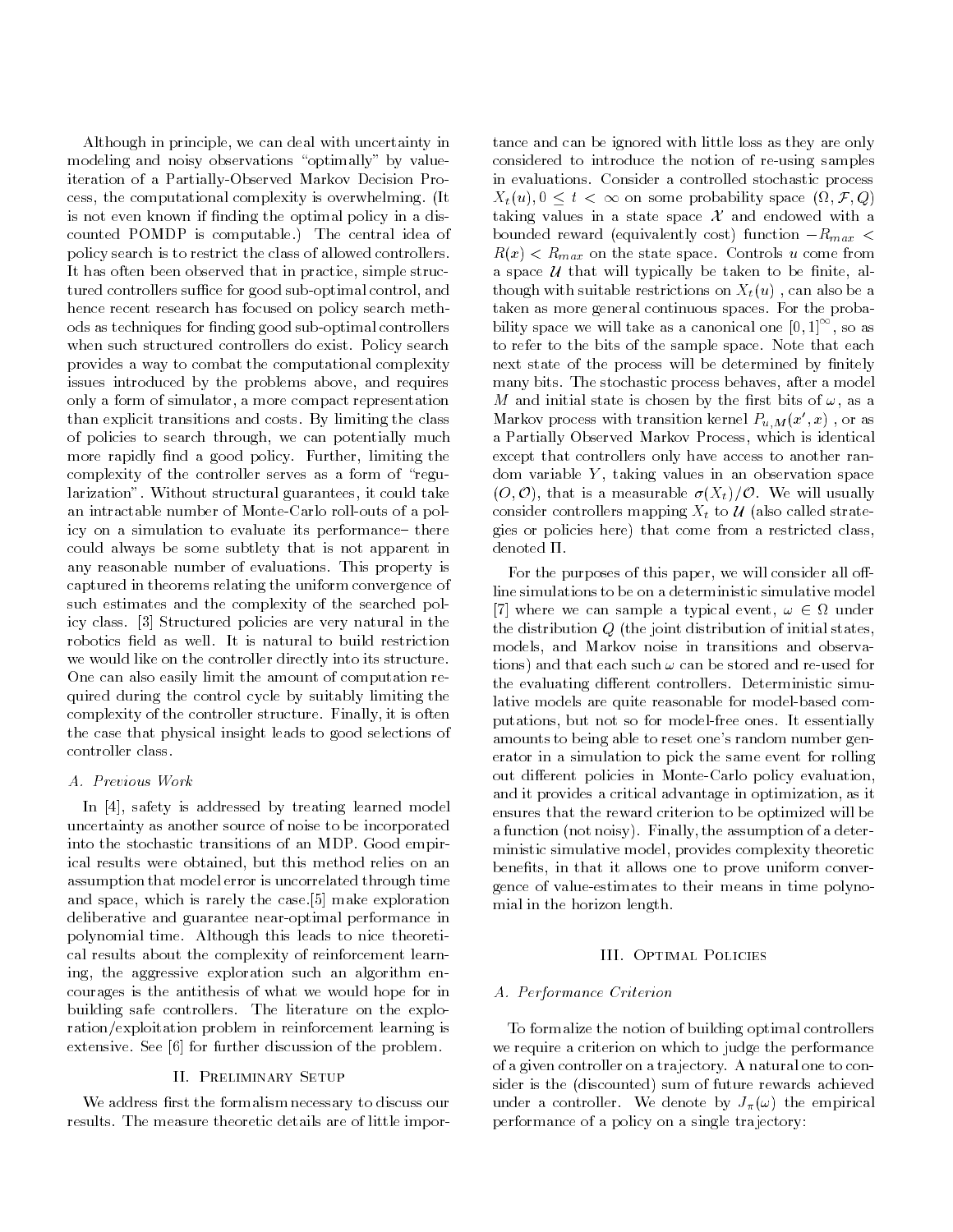Although in principle, we can deal with uncertainty in modeling and noisy observations "optimally" by value-iteration of a Partially-Observed Markov Decision Process, the computational complexity is overwhelming. (It is not even known if finding the optimal policy in a discounted POMDP is computable.) The central idea of policy search is to restrict the class of allowed controllers. It has often been observed that in practice, simple structured controllers suffice for good sub-optimal control, and hence recent research has focused on policy search methods as techniques for finding good sub-optimal controllers when such structured controllers do exist. Policy search provides a way to combat the computational complexity issues introduced by the problems above, and requires only a form of simulator, a more compact representation than explicit transitions and costs. By limiting the class of policies to search through, we can potentially much more rapidly find a good policy. Further, limiting the complexity of the controller serves as a form of "regularization". Without structural guarantees, it could take an intractable number of Monte-Carlo roll-outs of a policy on a simulation to evaluate its performance– there could always be some subtlety that is not apparent in any reasonable number of evaluations. This property is captured in theorems relating the uniform convergence of such estimates and the complexity of the searched policy class. [3] Structured policies are very natural in the robotics field as well. It is natural to build restriction we would like on the controller directly into its structure. One can also easily limit the amount of computation required during the control cycle by suitably limiting the complexity of the controller structure. Finally, it is often the case that physical insight leads to good selections of controller class.

### A. Previous Work

In [4], safety is addressed by treating learned model uncertainty as another source of noise to be incorporated into the stochastic transitions of an MDP. Good empirical results were obtained, but this method relies on an assumption that model error is uncorrelated through time and space, which is rarely the case.[5] make exploration deliberative and guarantee near-optimal performance in polynomial time. Although this leads to nice theoretical results about the complexity of reinforcement learning, the aggressive exploration such an algorithm encourages is the antithesis of what we would hope for in building safe controllers. The literature on the exploration/exploitation problem in reinforcement learning is extensive. See [6] for further discussion of the problem.

## II. Preliminary Setup

We address first the formalism necessary to discuss our results. The measure theoretic details are of little importance and can be ignored with little loss as they are only considered to introduce the notion of re-using samples in evaluations. Consider a controlled stochastic process $X_t(u), 0 \leq t < \infty$ on some probability space $(\Omega, \mathcal{F}, Q)$ taking values in a state space $\mathcal{X}$ and endowed with a bounded reward (equivalently cost) function $-R_{max} < R(x) < R_{max}$ on the state space. Controls $u$ come from a space $\mathcal{U}$ that will typically be taken to be finite, although with suitable restrictions on $X_t(u)$ , can also be a taken as more general continuous spaces. For the probability space we will take as a canonical one $[0,1]^{\infty}$, so as to refer to the bits of the sample space. Note that each next state of the process will be determined by finitely many bits. The stochastic process behaves, after a model $M$ and initial state is chosen by the first bits of $\omega$, as a Markov process with transition kernel $P_{u,M}(x', x)$ , or as a Partially Observed Markov Process, which is identical except that controllers only have access to another random variable $Y$, taking values in an observation space $(O, \mathcal{O})$, that is a measurable $\sigma(X_t)/\mathcal{O}$. We will usually consider controllers mapping $X_t$ to $\mathcal{U}$ (also called strategies or policies here) that come from a restricted class, denoted $\Pi$.

For the purposes of this paper, we will consider all off-line simulations to be on a deterministic simulative model [7] where we can sample a typical event, $\omega \in \Omega$ under the distribution $Q$ (the joint distribution of initial states, models, and Markov noise in transitions and observations) and that each such $\omega$ can be stored and re-used for the evaluating different controllers. Deterministic simulative models are quite reasonable for model-based computations, but not so for model-free ones. It essentially amounts to being able to reset one's random number generator in a simulation to pick the same event for rolling out different policies in Monte-Carlo policy evaluation, and it provides a critical advantage in optimization, as it ensures that the reward criterion to be optimized will be a function (not noisy). Finally, the assumption of a deterministic simulative model, provides complexity theoretic benefits, in that it allows one to prove uniform convergence of value-estimates to their means in time polynomial in the horizon length.

## III. Optimal Policies

### A. Performance Criterion

To formalize the notion of building optimal controllers we require a criterion on which to judge the performance of a given controller on a trajectory. A natural one to consider is the (discounted) sum of future rewards achieved under a controller. We denote by $J_\pi(\omega)$ the empirical performance of a policy on a single trajectory: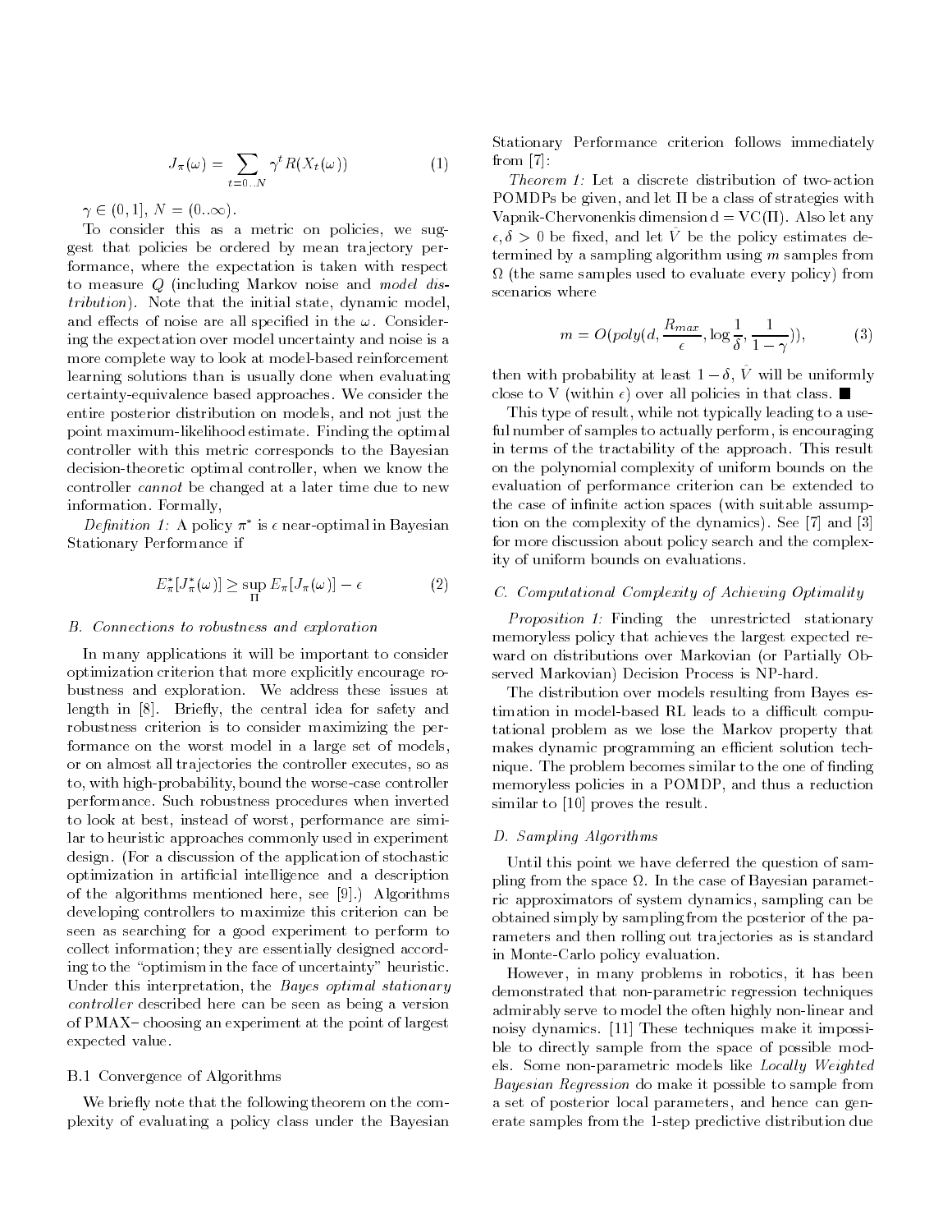$$J_\pi(\omega) = \sum_{t=0..N} \gamma^t R(X_t(\omega)) \tag{1}$$

$\gamma \in (0, 1]$, $N = (0..\infty)$.

To consider this as a metric on policies, we suggest that policies be ordered by mean trajectory performance, where the expectation is taken with respect to measure $Q$ (including Markov noise and *model distribution*). Note that the initial state, dynamic model, and effects of noise are all specified in the $\omega$. Considering the expectation over model uncertainty and noise is a more complete way to look at model-based reinforcement learning solutions than is usually done when evaluating certainty-equivalence based approaches. We consider the entire posterior distribution on models, and not just the point maximum-likelihood estimate. Finding the optimal controller with this metric corresponds to the Bayesian decision-theoretic optimal controller, when we know the controller *cannot* be changed at a later time due to new information. Formally,

*Definition 1:* A policy $\pi^*$ is $\epsilon$ near-optimal in Bayesian Stationary Performance if

$$E^*_\pi[J^*_\pi(\omega)] \geq \sup_\Pi E_\pi[J_\pi(\omega)] - \epsilon \tag{2}$$

### B. Connections to robustness and exploration

In many applications it will be important to consider optimization criterion that more explicitly encourage robustness and exploration. We address these issues at length in [8]. Briefly, the central idea for safety and robustness criterion is to consider maximizing the performance on the worst model in a large set of models, or on almost all trajectories the controller executes, so as to, with high-probability, bound the worse-case controller performance. Such robustness procedures when inverted to look at best, instead of worst, performance are similar to heuristic approaches commonly used in experiment design. (For a discussion of the application of stochastic optimization in artificial intelligence and a description of the algorithms mentioned here, see [9].) Algorithms developing controllers to maximize this criterion can be seen as searching for a good experiment to perform to collect information; they are essentially designed according to the "optimism in the face of uncertainty" heuristic. Under this interpretation, the *Bayes optimal stationary controller* described here can be seen as being a version of PMAX– choosing an experiment at the point of largest expected value.

#### B.1 Convergence of Algorithms

We briefly note that the following theorem on the complexity of evaluating a policy class under the Bayesian Stationary Performance criterion follows immediately from [7]:

*Theorem 1:* Let a discrete distribution of two-action POMDPs be given, and let $\Pi$ be a class of strategies with Vapnik-Chervonenkis dimension d = VC($\Pi$). Also let any $\epsilon, \delta > 0$ be fixed, and let $\hat{V}$ be the policy estimates determined by a sampling algorithm using $m$ samples from $\Omega$ (the same samples used to evaluate every policy) from scenarios where

$$m = O(poly(d, \frac{R_{max}}{\epsilon}, \log\frac{1}{\delta}, \frac{1}{1-\gamma})), \tag{3}$$

then with probability at least $1 - \delta$, $\hat{V}$ will be uniformly close to V (within $\epsilon$) over all policies in that class. ∎

This type of result, while not typically leading to a useful number of samples to actually perform, is encouraging in terms of the tractability of the approach. This result on the polynomial complexity of uniform bounds on the evaluation of performance criterion can be extended to the case of infinite action spaces (with suitable assumption on the complexity of the dynamics). See [7] and [3] for more discussion about policy search and the complexity of uniform bounds on evaluations.

### C. Computational Complexity of Achieving Optimality

*Proposition 1:* Finding the unrestricted stationary memoryless policy that achieves the largest expected reward on distributions over Markovian (or Partially Observed Markovian) Decision Process is NP-hard.

The distribution over models resulting from Bayes estimation in model-based RL leads to a difficult computational problem as we lose the Markov property that makes dynamic programming an efficient solution technique. The problem becomes similar to the one of finding memoryless policies in a POMDP, and thus a reduction similar to [10] proves the result.

### D. Sampling Algorithms

Until this point we have deferred the question of sampling from the space $\Omega$. In the case of Bayesian parametric approximators of system dynamics, sampling can be obtained simply by sampling from the posterior of the parameters and then rolling out trajectories as is standard in Monte-Carlo policy evaluation.

However, in many problems in robotics, it has been demonstrated that non-parametric regression techniques admirably serve to model the often highly non-linear and noisy dynamics. [11] These techniques make it impossible to directly sample from the space of possible models. Some non-parametric models like *Locally Weighted Bayesian Regression* do make it possible to sample from a set of posterior local parameters, and hence can generate samples from the 1-step predictive distribution due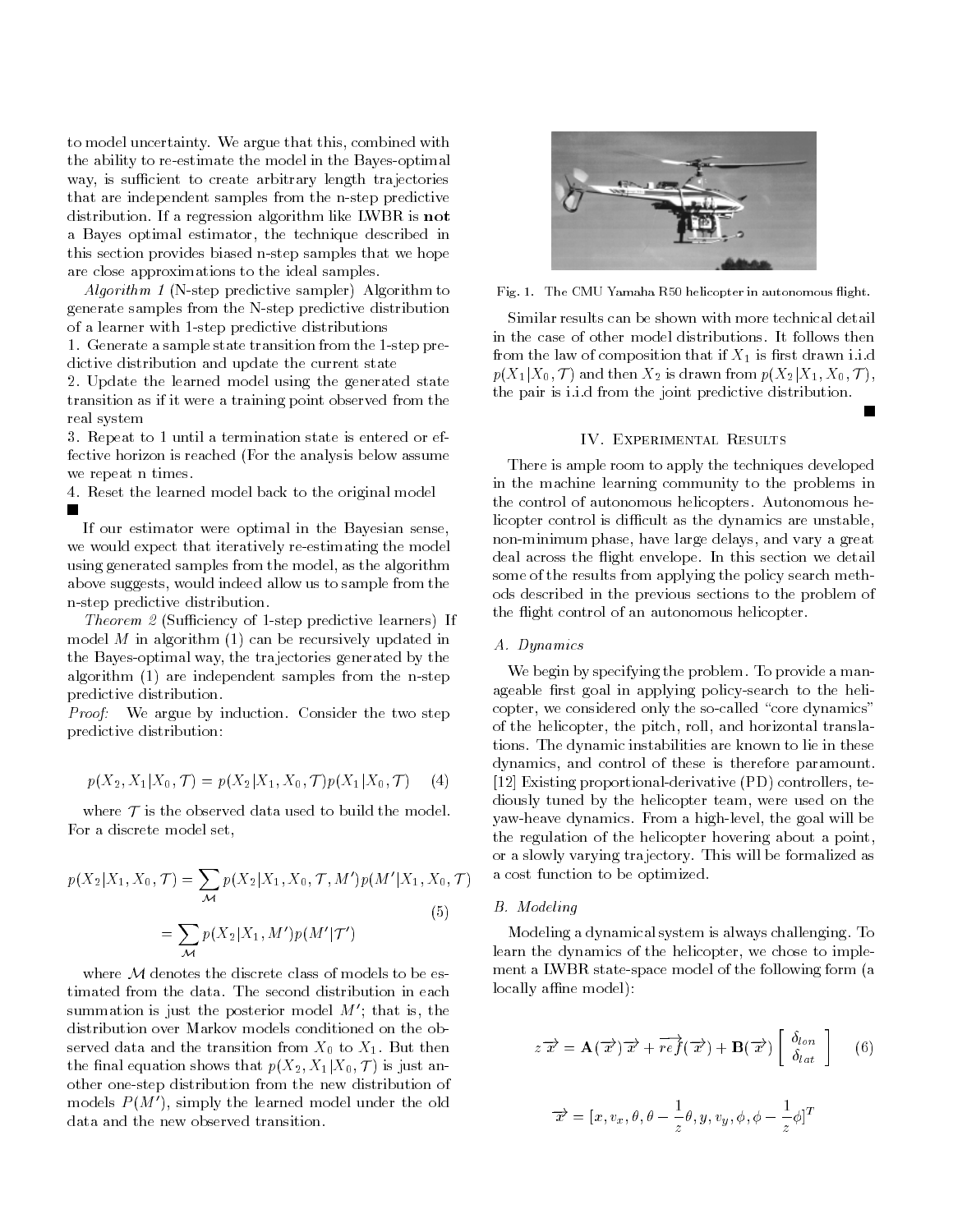to model uncertainty. We argue that this, combined with the ability to re-estimate the model in the Bayes-optimal way, is sufficient to create arbitrary length trajectories that are independent samples from the n-step predictive distribution. If a regression algorithm like LWBR is **not** a Bayes optimal estimator, the technique described in this section provides biased n-step samples that we hope are close approximations to the ideal samples.

*Algorithm 1* (N-step predictive sampler) Algorithm to generate samples from the N-step predictive distribution of a learner with 1-step predictive distributions

1. Generate a sample state transition from the 1-step predictive distribution and update the current state
2. Update the learned model using the generated state transition as if it were a training point observed from the real system
3. Repeat to 1 until a termination state is entered or effective horizon is reached (For the analysis below assume we repeat n times.
4. Reset the learned model back to the original model

■

If our estimator were optimal in the Bayesian sense, we would expect that iteratively re-estimating the model using generated samples from the model, as the algorithm above suggests, would indeed allow us to sample from the n-step predictive distribution.

*Theorem 2* (Sufficiency of 1-step predictive learners) If model $M$ in algorithm (1) can be recursively updated in the Bayes-optimal way, the trajectories generated by the algorithm (1) are independent samples from the n-step predictive distribution.

*Proof:* We argue by induction. Consider the two step predictive distribution:

$$p(X_2, X_1 | X_0, \mathcal{T}) = p(X_2 | X_1, X_0, \mathcal{T}) p(X_1 | X_0, \mathcal{T}) \quad (4)$$

where $\mathcal{T}$ is the observed data used to build the model. For a discrete model set,

$$\begin{aligned} p(X_2 | X_1, X_0, \mathcal{T}) &= \sum_{\mathcal{M}} p(X_2 | X_1, X_0, \mathcal{T}, M') p(M' | X_1, X_0, \mathcal{T}) \\ &= \sum_{\mathcal{M}} p(X_2 | X_1, M') p(M' | \mathcal{T}') \end{aligned} \quad (5)$$

where $\mathcal{M}$ denotes the discrete class of models to be estimated from the data. The second distribution in each summation is just the posterior model $M'$; that is, the distribution over Markov models conditioned on the observed data and the transition from $X_0$ to $X_1$. But then the final equation shows that $p(X_2, X_1 | X_0, \mathcal{T})$ is just another one-step distribution from the new distribution of models $P(M')$, simply the learned model under the old data and the new observed transition.

Fig. 1. The CMU Yamaha R50 helicopter in autonomous flight.

Similar results can be shown with more technical detail in the case of other model distributions. It follows then from the law of composition that if $X_1$ is first drawn i.i.d $p(X_1 | X_0, \mathcal{T})$ and then $X_2$ is drawn from $p(X_2 | X_1, X_0, \mathcal{T})$, the pair is i.i.d from the joint predictive distribution.

■

## IV. Experimental Results

There is ample room to apply the techniques developed in the machine learning community to the problems in the control of autonomous helicopters. Autonomous helicopter control is difficult as the dynamics are unstable, non-minimum phase, have large delays, and vary a great deal across the flight envelope. In this section we detail some of the results from applying the policy search methods described in the previous sections to the problem of the flight control of an autonomous helicopter.

### A. Dynamics

We begin by specifying the problem. To provide a manageable first goal in applying policy-search to the helicopter, we considered only the so-called "core dynamics" of the helicopter, the pitch, roll, and horizontal translations. The dynamic instabilities are known to lie in these dynamics, and control of these is therefore paramount. [12] Existing proportional-derivative (PD) controllers, tediously tuned by the helicopter team, were used on the yaw-heave dynamics. From a high-level, the goal will be the regulation of the helicopter hovering about a point, or a slowly varying trajectory. This will be formalized as a cost function to be optimized.

### B. Modeling

Modeling a dynamical system is always challenging. To learn the dynamics of the helicopter, we chose to implement a LWBR state-space model of the following form (a locally affine model):

$$z\overrightarrow{x} = \mathbf{A}(\overrightarrow{x})\overrightarrow{x} + \overrightarrow{ref}(\overrightarrow{x}) + \mathbf{B}(\overrightarrow{x}) \begin{bmatrix} \delta_{lon} \\ \delta_{lat} \end{bmatrix} \quad (6)$$

$$\overrightarrow{x} = [x, v_x, \theta, \theta - \frac{1}{z}\theta, y, v_y, \phi, \phi - \frac{1}{z}\phi]^T$$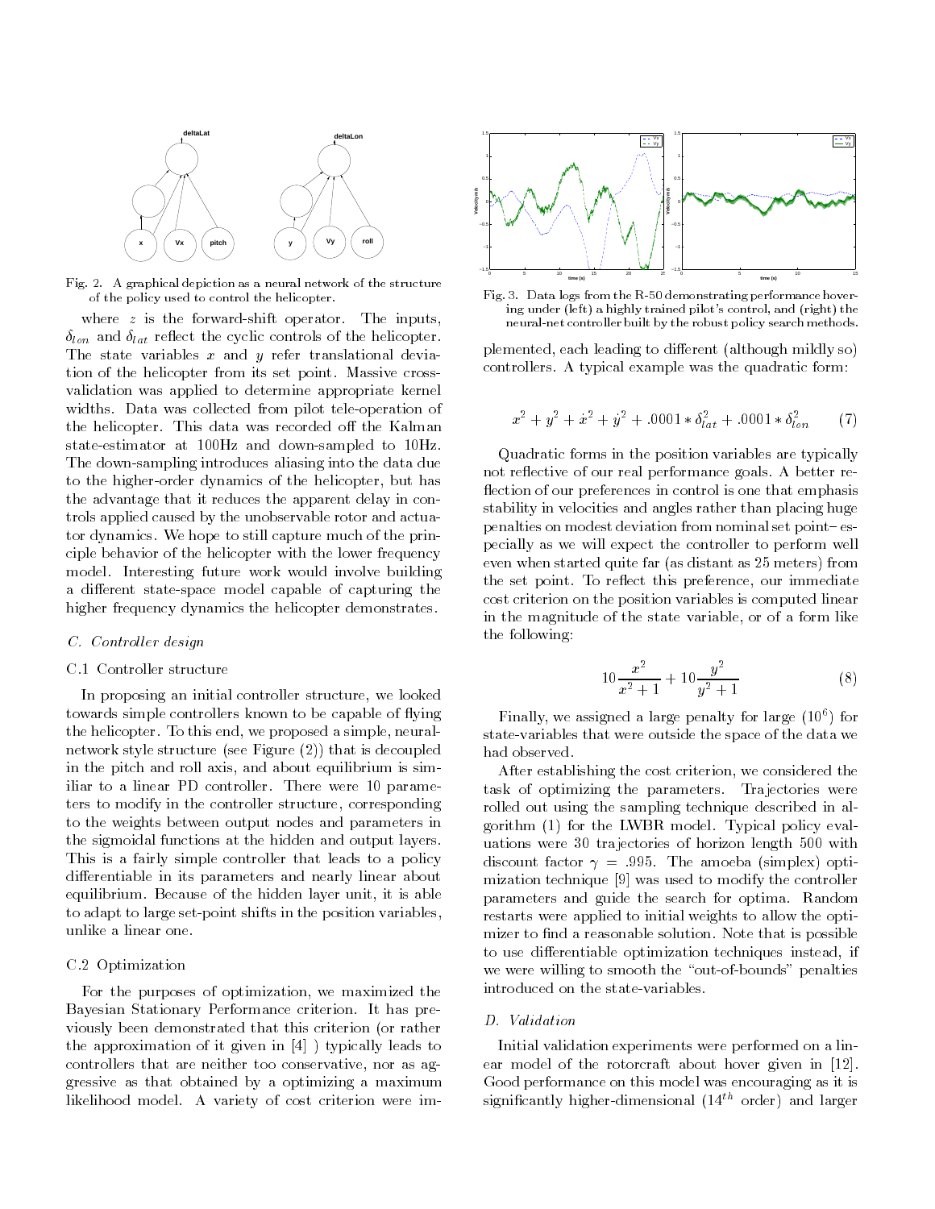Fig. 2. A graphical depiction as a neural network of the structure of the policy used to control the helicopter.

where $z$ is the forward-shift operator. The inputs, $\delta_{lon}$ and $\delta_{lat}$ reflect the cyclic controls of the helicopter. The state variables $x$ and $y$ refer translational deviation of the helicopter from its set point. Massive cross-validation was applied to determine appropriate kernel widths. Data was collected from pilot tele-operation of the helicopter. This data was recorded off the Kalman state-estimator at 100Hz and down-sampled to 10Hz. The down-sampling introduces aliasing into the data due to the higher-order dynamics of the helicopter, but has the advantage that it reduces the apparent delay in controls applied caused by the unobservable rotor and actuator dynamics. We hope to still capture much of the principle behavior of the helicopter with the lower frequency model. Interesting future work would involve building a different state-space model capable of capturing the higher frequency dynamics the helicopter demonstrates.

### C. Controller design

#### C.1 Controller structure

In proposing an initial controller structure, we looked towards simple controllers known to be capable of flying the helicopter. To this end, we proposed a simple, neural-network style structure (see Figure (2)) that is decoupled in the pitch and roll axis, and about equilibrium is simiilar to a linear PD controller. There were 10 parameters to modify in the controller structure, corresponding to the weights between output nodes and parameters in the sigmoidal functions at the hidden and output layers. This is a fairly simple controller that leads to a policy differentiable in its parameters and nearly linear about equilibrium. Because of the hidden layer unit, it is able to adapt to large set-point shifts in the position variables, unlike a linear one.

#### C.2 Optimization

For the purposes of optimization, we maximized the Bayesian Stationary Performance criterion. It has previously been demonstrated that this criterion (or rather the approximation of it given in [4] ) typically leads to controllers that are neither too conservative, nor as aggressive as that obtained by a optimizing a maximum likelihood model. A variety of cost criterion were implemented, each leading to different (although mildly so) controllers. A typical example was the quadratic form:

$$x^2 + y^2 + \dot{x}^2 + \dot{y}^2 + .0001 * \delta_{lat}^2 + .0001 * \delta_{lon}^2 \qquad (7)$$

Fig. 3. Data logs from the R-50 demonstrating performance hovering under (left) a highly trained pilot's control, and (right) the neural-net controller built by the robust policy search methods.

Quadratic forms in the position variables are typically not reflective of our real performance goals. A better reflection of our preferences in control is one that emphasis stability in velocities and angles rather than placing huge penalties on modest deviation from nominal set point– especially as we will expect the controller to perform well even when started quite far (as distant as 25 meters) from the set point. To reflect this preference, our immediate cost criterion on the position variables is computed linear in the magnitude of the state variable, or of a form like the following:

$$10\frac{x^2}{x^2+1} + 10\frac{y^2}{y^2+1} \qquad (8)$$

Finally, we assigned a large penalty for large ($10^6$) for state-variables that were outside the space of the data we had observed.

After establishing the cost criterion, we considered the task of optimizing the parameters. Trajectories were rolled out using the sampling technique described in algorithm (1) for the LWBR model. Typical policy evaluations were 30 trajectories of horizon length 500 with discount factor $\gamma = .995$. The amoeba (simplex) optimization technique [9] was used to modify the controller parameters and guide the search for optima. Random restarts were applied to initial weights to allow the optimizer to find a reasonable solution. Note that is possible to use differentiable optimization techniques instead, if we were willing to smooth the "out-of-bounds" penalties introduced on the state-variables.

### D. Validation

Initial validation experiments were performed on a linear model of the rotorcraft about hover given in [12]. Good performance on this model was encouraging as it is significantly higher-dimensional ($14^{th}$ order) and larger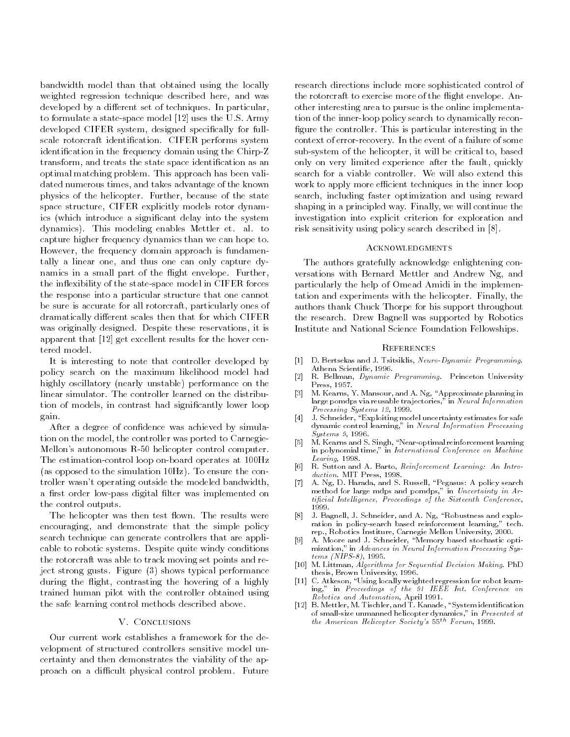bandwidth model than that obtained using the locally weighted regression technique described here, and was developed by a different set of techniques. In particular, to formulate a state-space model [12] uses the U.S. Army developed CIFER system, designed specifically for full-scale rotorcraft identification. CIFER performs system identification in the frequency domain using the Chirp-Z transform, and treats the state space identification as an optimal matching problem. This approach has been validated numerous times, and takes advantage of the known physics of the helicopter. Further, because of the state space structure, CIFER explicitly models rotor dynamics (which introduce a significant delay into the system dynamics). This modeling enables Mettler et. al. to capture higher frequency dynamics than we can hope to. However, the frequency domain approach is fundamentally a linear one, and thus one can only capture dynamics in a small part of the flight envelope. Further, the inflexibility of the state-space model in CIFER forces the response into a particular structure that one cannot be sure is accurate for all rotorcraft, particularly ones of dramatically different scales then that for which CIFER was originally designed. Despite these reservations, it is apparent that [12] get excellent results for the hover centered model.

It is interesting to note that controller developed by policy search on the maximum likelihood model had highly oscillatory (nearly unstable) performance on the linear simulator. The controller learned on the distribution of models, in contrast had significantly lower loop gain.

After a degree of confidence was achieved by simulation on the model, the controller was ported to Carnegie-Mellon's autonomous R-50 helicopter control computer. The estimation-control loop on-board operates at 100Hz (as opposed to the simulation 10Hz). To ensure the controller wasn't operating outside the modeled bandwidth, a first order low-pass digital filter was implemented on the control outputs.

The helicopter was then test flown. The results were encouraging, and demonstrate that the simple policy search technique can generate controllers that are applicable to robotic systems. Despite quite windy conditions the rotorcraft was able to track moving set points and reject strong gusts. Figure (3) shows typical performance during the flight, contrasting the hovering of a highly trained human pilot with the controller obtained using the safe learning control methods described above.

## V. Conclusions

Our current work establishes a framework for the development of structured controllers sensitive model uncertainty and then demonstrates the viability of the approach on a difficult physical control problem. Future research directions include more sophisticated control of the rotorcraft to exercise more of the flight envelope. Another interesting area to pursue is the online implementation of the inner-loop policy search to dynamically reconfigure the controller. This is particular interesting in the context of error-recovery. In the event of a failure of some sub-system of the helicopter, it will be critical to, based only on very limited experience after the fault, quickly search for a viable controller. We will also extend this work to apply more efficient techniques in the inner loop search, including faster optimization and using reward shaping in a principled way. Finally, we will continue the investigation into explicit criterion for exploration and risk sensitivity using policy search described in [8].

## Acknowledgments

The authors gratefully acknowledge enlightening conversations with Bernard Mettler and Andrew Ng, and particularly the help of Omead Amidi in the implementation and experiments with the helicopter. Finally, the authors thank Chuck Thorpe for his support throughout the research. Drew Bagnell was supported by Robotics Institute and National Science Foundation Fellowships.

## References

[1] D. Bertsekas and J. Tsitsiklis, *Neuro-Dynamic Programming*. Athena Scientific, 1996.

[2] R. Bellman, *Dynamic Programming*. Princeton University Press, 1957.

[3] M. Kearns, Y. Mansour, and A. Ng, "Approximate planning in large pomdps via reusable trajectories," in *Neural Information Processing Systems 12*, 1999.

[4] J. Schneider, "Exploiting model uncertainty estimates for safe dynamic control learning," in *Neural Information Processing Systems 9*, 1996.

[5] M. Kearns and S. Singh, "Near-optimal reinforcement learning in polynomial time," in *International Conference on Machine Learing*, 1998.

[6] R. Sutton and A. Barto, *Reinforcement Learning: An Introduction*. MIT Press, 1998.

[7] A. Ng, D. Harada, and S. Russell, "Pegasus: A policy search method for large mdps and pomdps," in *Uncertainty in Artificial Intelligence, Proceedings of the Sixteenth Conference*, 1999.

[8] J. Bagnell, J. Schneider, and A. Ng, "Robustness and exploration in policy-search based reinforcement learning," tech. rep., Robotics Institute, Carnegie Mellon University, 2000.

[9] A. Moore and J. Schneider, "Memory based stochastic optimization," in *Advances in Neural Information Processing Systems (NIPS-8)*, 1995.

[10] M. Littman, *Algorithms for Sequential Decision Making*. PhD thesis, Brown University, 1996.

[11] C. Atkeson, "Using locally weighted regression for robot learning," in *Proceedings of the 91 IEEE Int. Conference on Robotics and Automation*, April 1991.

[12] B. Mettler, M. Tischler, and T. Kanade, "System identification of small-size unmanned helicopter dynamics," in *Presented at the American Helicopter Society's $55^{th}$ Forum*, 1999.